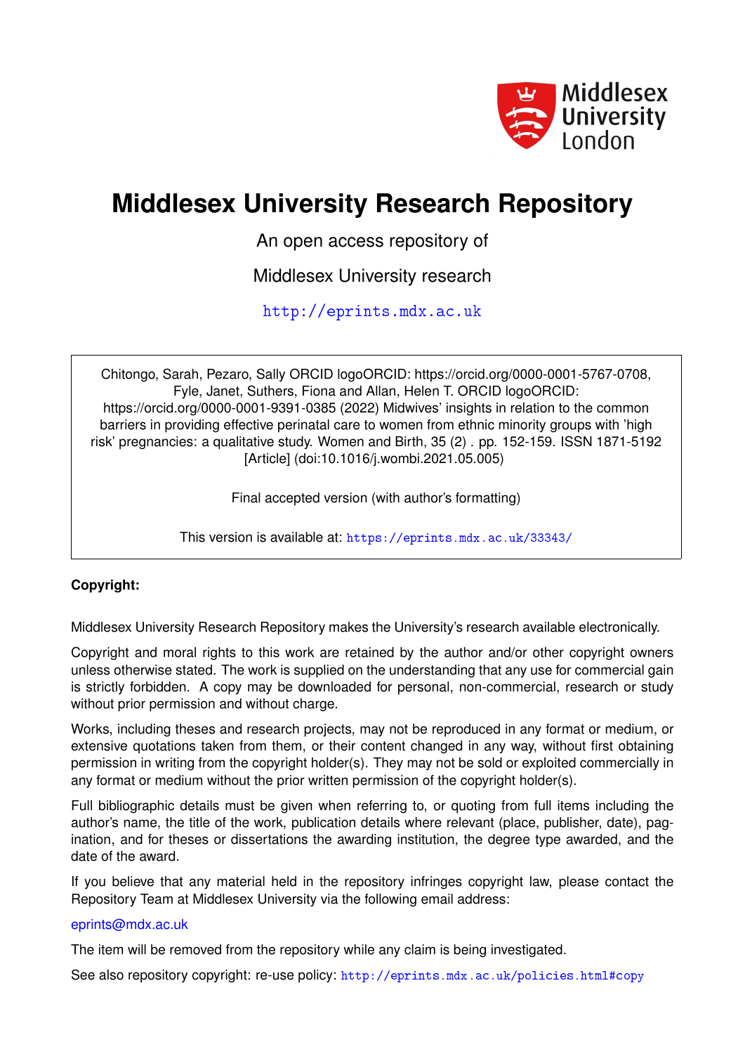Middlesex University London

# Middlesex University Research Repository

An open access repository of

Middlesex University research

http://eprints.mdx.ac.uk

Chitongo, Sarah, Pezaro, Sally ORCID logoORCID: https://orcid.org/0000-0001-5767-0708, Fyle, Janet, Suthers, Fiona and Allan, Helen T. ORCID logoORCID: https://orcid.org/0000-0001-9391-0385 (2022) Midwives' insights in relation to the common barriers in providing effective perinatal care to women from ethnic minority groups with 'high risk' pregnancies: a qualitative study. Women and Birth, 35 (2) . pp. 152-159. ISSN 1871-5192 [Article] (doi:10.1016/j.wombi.2021.05.005)

Final accepted version (with author's formatting)

This version is available at: https://eprints.mdx.ac.uk/33343/

**Copyright:**

Middlesex University Research Repository makes the University's research available electronically.

Copyright and moral rights to this work are retained by the author and/or other copyright owners unless otherwise stated. The work is supplied on the understanding that any use for commercial gain is strictly forbidden. A copy may be downloaded for personal, non-commercial, research or study without prior permission and without charge.

Works, including theses and research projects, may not be reproduced in any format or medium, or extensive quotations taken from them, or their content changed in any way, without first obtaining permission in writing from the copyright holder(s). They may not be sold or exploited commercially in any format or medium without the prior written permission of the copyright holder(s).

Full bibliographic details must be given when referring to, or quoting from full items including the author's name, the title of the work, publication details where relevant (place, publisher, date), pagination, and for theses or dissertations the awarding institution, the degree type awarded, and the date of the award.

If you believe that any material held in the repository infringes copyright law, please contact the Repository Team at Middlesex University via the following email address:

eprints@mdx.ac.uk

The item will be removed from the repository while any claim is being investigated.

See also repository copyright: re-use policy: http://eprints.mdx.ac.uk/policies.html#copy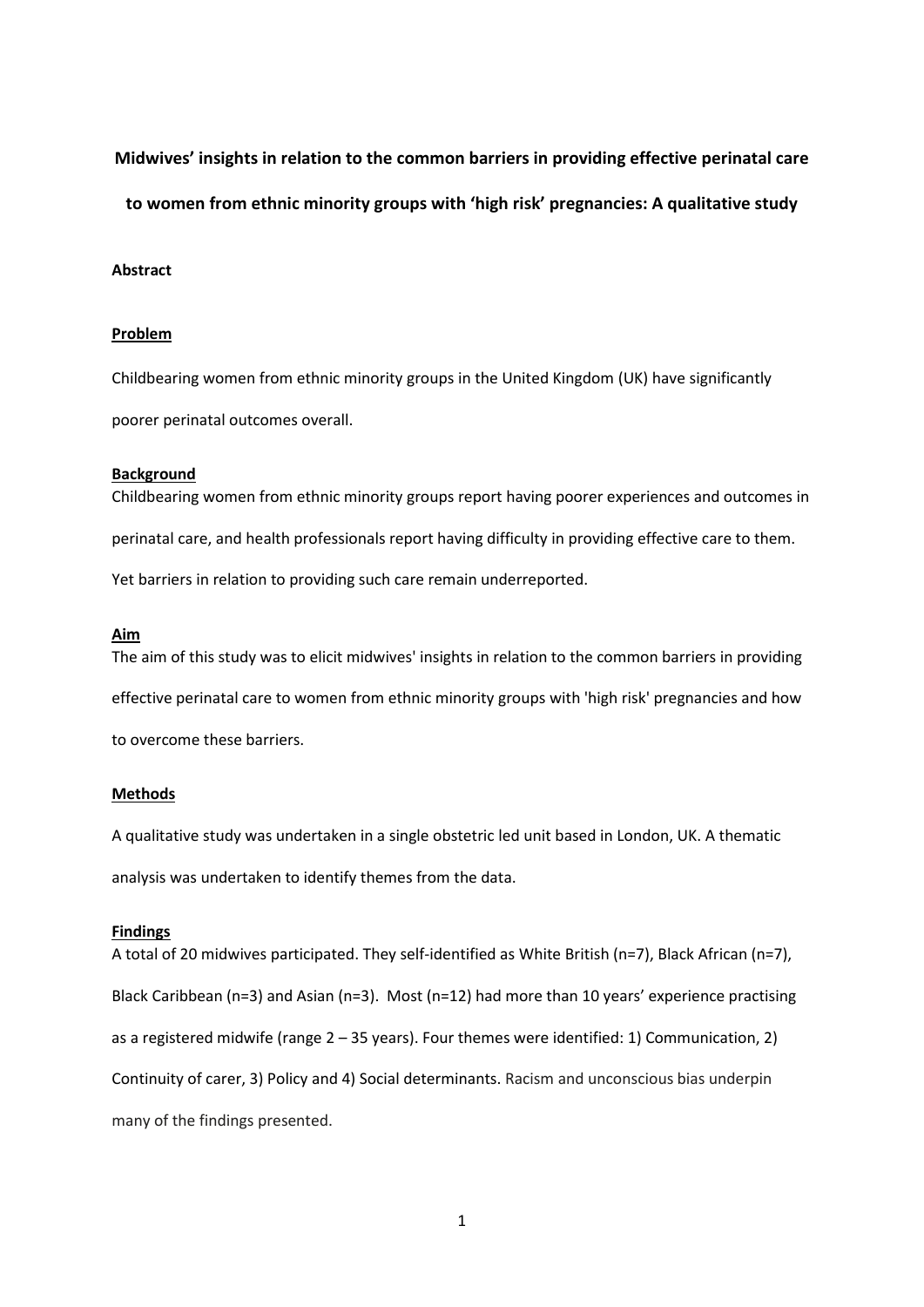**Midwives' insights in relation to the common barriers in providing effective perinatal care to women from ethnic minority groups with 'high risk' pregnancies: A qualitative study**

**Abstract**

**Problem**

Childbearing women from ethnic minority groups in the United Kingdom (UK) have significantly poorer perinatal outcomes overall.

**Background**

Childbearing women from ethnic minority groups report having poorer experiences and outcomes in perinatal care, and health professionals report having difficulty in providing effective care to them. Yet barriers in relation to providing such care remain underreported.

**Aim**

The aim of this study was to elicit midwives' insights in relation to the common barriers in providing effective perinatal care to women from ethnic minority groups with 'high risk' pregnancies and how to overcome these barriers.

**Methods**

A qualitative study was undertaken in a single obstetric led unit based in London, UK. A thematic analysis was undertaken to identify themes from the data.

**Findings**

A total of 20 midwives participated. They self-identified as White British (n=7), Black African (n=7), Black Caribbean (n=3) and Asian (n=3). Most (n=12) had more than 10 years' experience practising as a registered midwife (range 2 – 35 years). Four themes were identified: 1) Communication, 2) Continuity of carer, 3) Policy and 4) Social determinants. Racism and unconscious bias underpin many of the findings presented.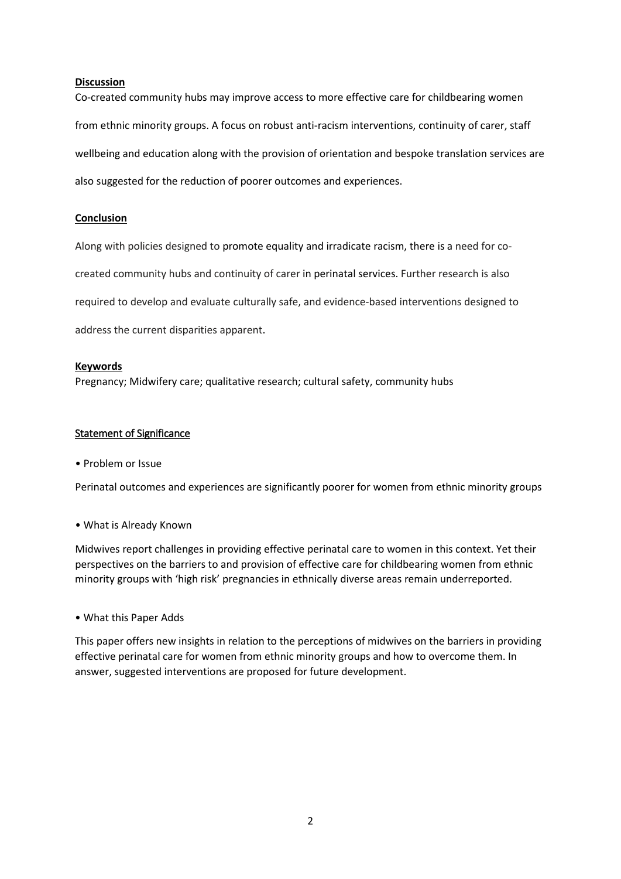**Discussion**

Co-created community hubs may improve access to more effective care for childbearing women from ethnic minority groups. A focus on robust anti-racism interventions, continuity of carer, staff wellbeing and education along with the provision of orientation and bespoke translation services are also suggested for the reduction of poorer outcomes and experiences.

**Conclusion**

Along with policies designed to promote equality and irradicate racism, there is a need for co-created community hubs and continuity of carer in perinatal services. Further research is also required to develop and evaluate culturally safe, and evidence-based interventions designed to address the current disparities apparent.

**Keywords**

Pregnancy; Midwifery care; qualitative research; cultural safety, community hubs

**Statement of Significance**

• Problem or Issue

Perinatal outcomes and experiences are significantly poorer for women from ethnic minority groups

• What is Already Known

Midwives report challenges in providing effective perinatal care to women in this context. Yet their perspectives on the barriers to and provision of effective care for childbearing women from ethnic minority groups with 'high risk' pregnancies in ethnically diverse areas remain underreported.

• What this Paper Adds

This paper offers new insights in relation to the perceptions of midwives on the barriers in providing effective perinatal care for women from ethnic minority groups and how to overcome them. In answer, suggested interventions are proposed for future development.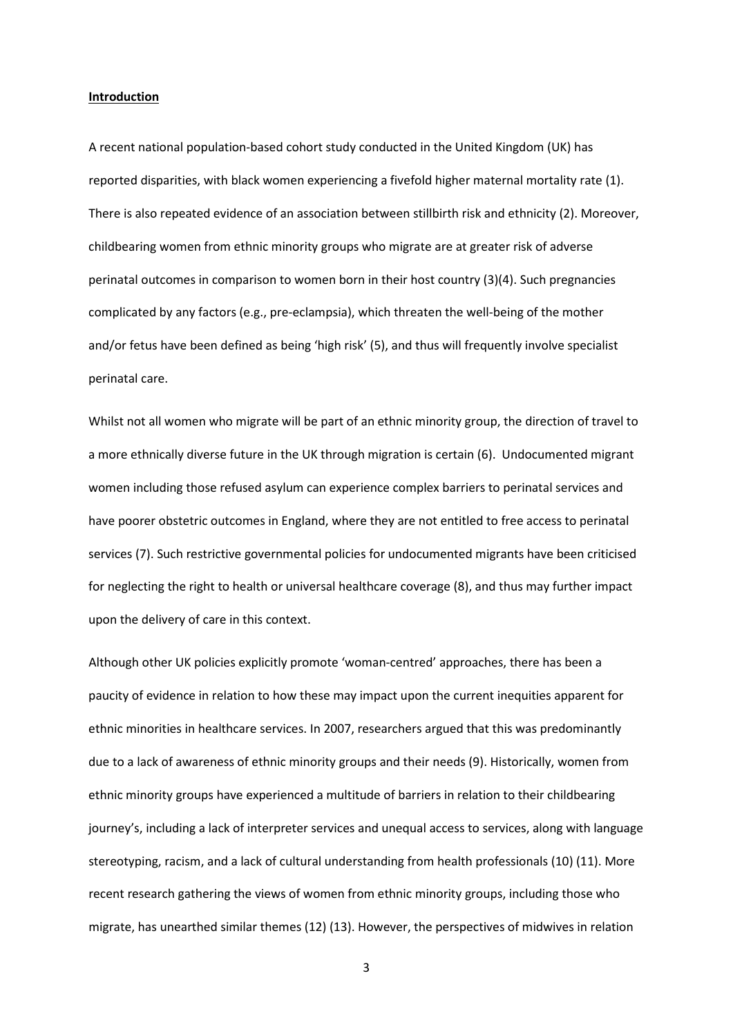**Introduction**

A recent national population-based cohort study conducted in the United Kingdom (UK) has reported disparities, with black women experiencing a fivefold higher maternal mortality rate (1). There is also repeated evidence of an association between stillbirth risk and ethnicity (2). Moreover, childbearing women from ethnic minority groups who migrate are at greater risk of adverse perinatal outcomes in comparison to women born in their host country (3)(4). Such pregnancies complicated by any factors (e.g., pre-eclampsia), which threaten the well-being of the mother and/or fetus have been defined as being 'high risk' (5), and thus will frequently involve specialist perinatal care.

Whilst not all women who migrate will be part of an ethnic minority group, the direction of travel to a more ethnically diverse future in the UK through migration is certain (6). Undocumented migrant women including those refused asylum can experience complex barriers to perinatal services and have poorer obstetric outcomes in England, where they are not entitled to free access to perinatal services (7). Such restrictive governmental policies for undocumented migrants have been criticised for neglecting the right to health or universal healthcare coverage (8), and thus may further impact upon the delivery of care in this context.

Although other UK policies explicitly promote 'woman-centred' approaches, there has been a paucity of evidence in relation to how these may impact upon the current inequities apparent for ethnic minorities in healthcare services. In 2007, researchers argued that this was predominantly due to a lack of awareness of ethnic minority groups and their needs (9). Historically, women from ethnic minority groups have experienced a multitude of barriers in relation to their childbearing journey's, including a lack of interpreter services and unequal access to services, along with language stereotyping, racism, and a lack of cultural understanding from health professionals (10) (11). More recent research gathering the views of women from ethnic minority groups, including those who migrate, has unearthed similar themes (12) (13). However, the perspectives of midwives in relation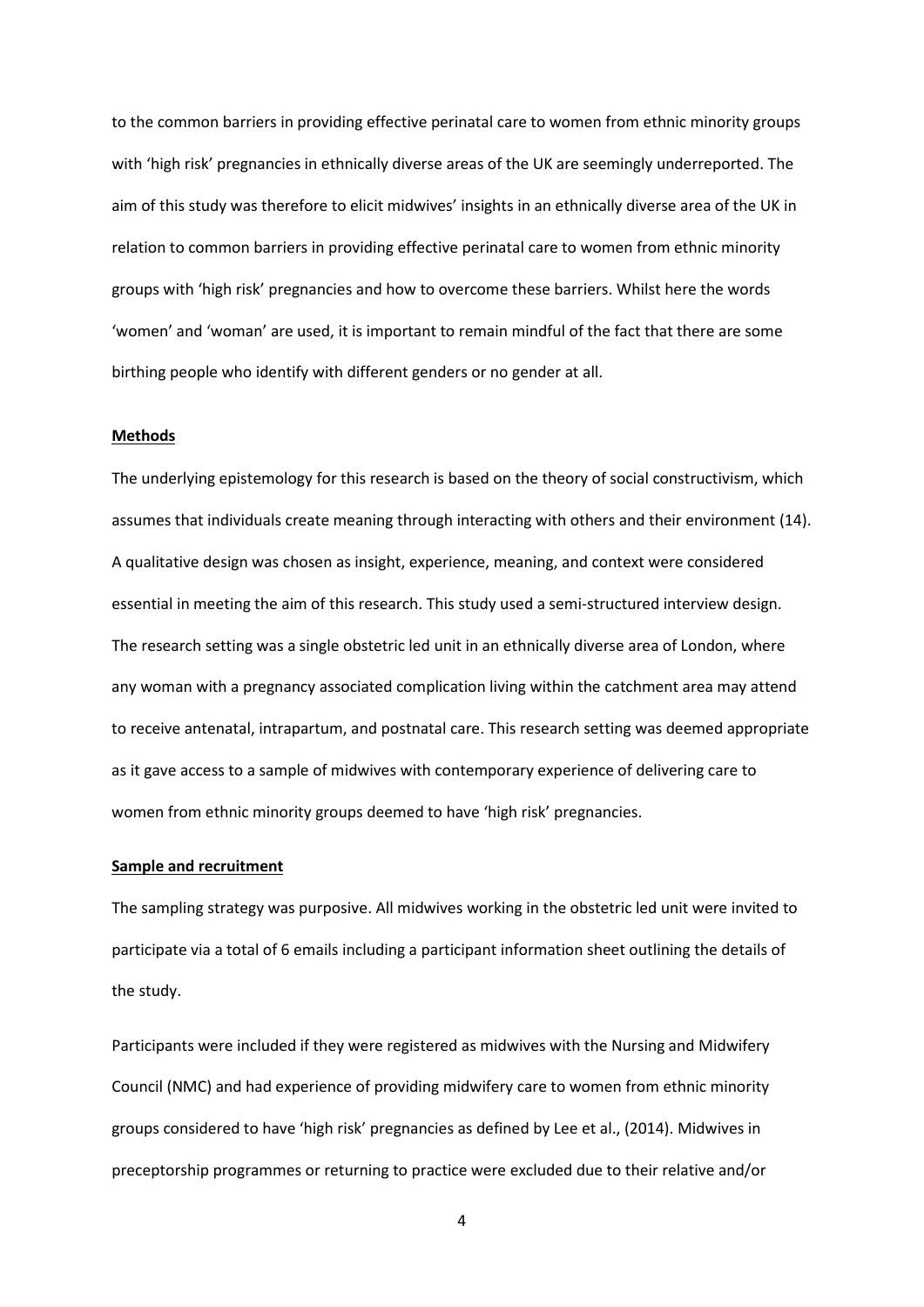to the common barriers in providing effective perinatal care to women from ethnic minority groups with 'high risk' pregnancies in ethnically diverse areas of the UK are seemingly underreported. The aim of this study was therefore to elicit midwives' insights in an ethnically diverse area of the UK in relation to common barriers in providing effective perinatal care to women from ethnic minority groups with 'high risk' pregnancies and how to overcome these barriers. Whilst here the words 'women' and 'woman' are used, it is important to remain mindful of the fact that there are some birthing people who identify with different genders or no gender at all.

## Methods

The underlying epistemology for this research is based on the theory of social constructivism, which assumes that individuals create meaning through interacting with others and their environment (14). A qualitative design was chosen as insight, experience, meaning, and context were considered essential in meeting the aim of this research. This study used a semi-structured interview design. The research setting was a single obstetric led unit in an ethnically diverse area of London, where any woman with a pregnancy associated complication living within the catchment area may attend to receive antenatal, intrapartum, and postnatal care. This research setting was deemed appropriate as it gave access to a sample of midwives with contemporary experience of delivering care to women from ethnic minority groups deemed to have 'high risk' pregnancies.

## Sample and recruitment

The sampling strategy was purposive. All midwives working in the obstetric led unit were invited to participate via a total of 6 emails including a participant information sheet outlining the details of the study.

Participants were included if they were registered as midwives with the Nursing and Midwifery Council (NMC) and had experience of providing midwifery care to women from ethnic minority groups considered to have 'high risk' pregnancies as defined by Lee et al., (2014). Midwives in preceptorship programmes or returning to practice were excluded due to their relative and/or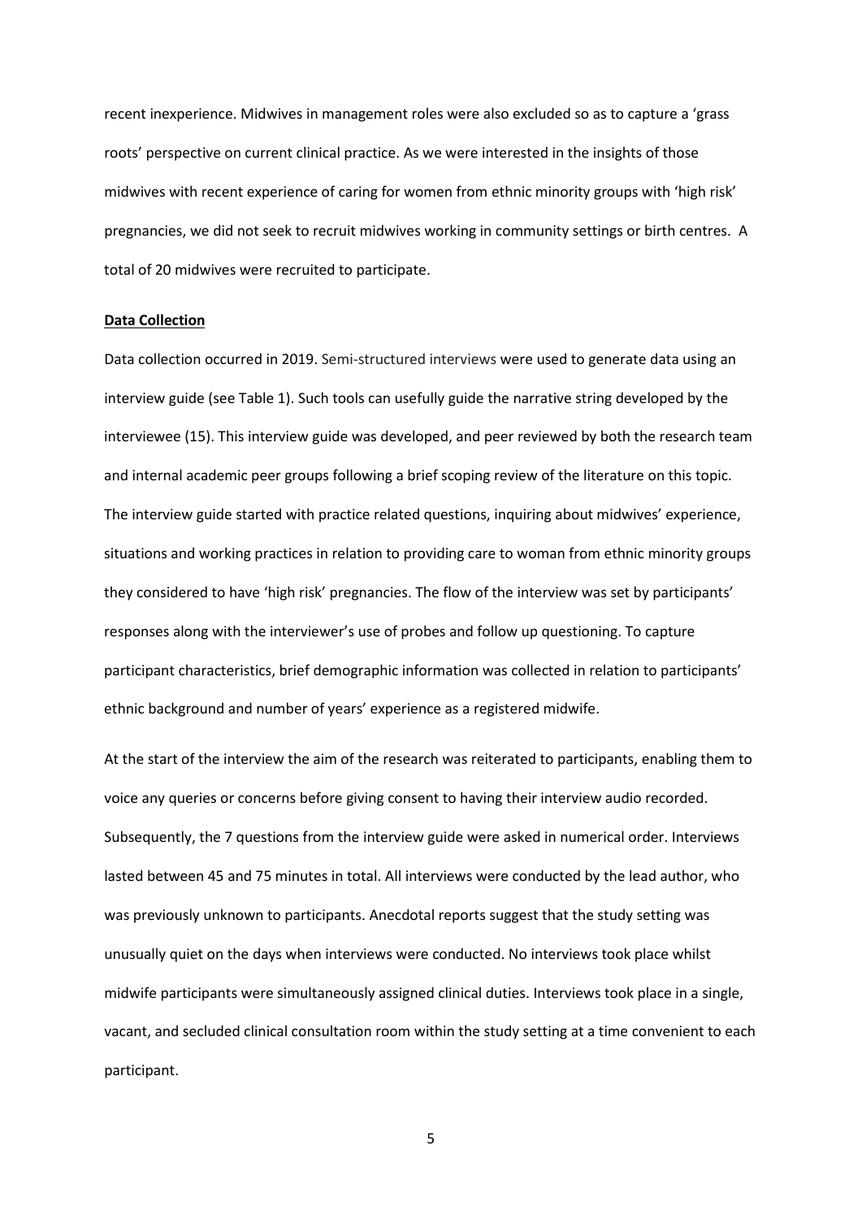recent inexperience. Midwives in management roles were also excluded so as to capture a 'grass roots' perspective on current clinical practice. As we were interested in the insights of those midwives with recent experience of caring for women from ethnic minority groups with 'high risk' pregnancies, we did not seek to recruit midwives working in community settings or birth centres. A total of 20 midwives were recruited to participate.

**Data Collection**

Data collection occurred in 2019. Semi-structured interviews were used to generate data using an interview guide (see Table 1). Such tools can usefully guide the narrative string developed by the interviewee (15). This interview guide was developed, and peer reviewed by both the research team and internal academic peer groups following a brief scoping review of the literature on this topic. The interview guide started with practice related questions, inquiring about midwives' experience, situations and working practices in relation to providing care to woman from ethnic minority groups they considered to have 'high risk' pregnancies. The flow of the interview was set by participants' responses along with the interviewer's use of probes and follow up questioning. To capture participant characteristics, brief demographic information was collected in relation to participants' ethnic background and number of years' experience as a registered midwife.

At the start of the interview the aim of the research was reiterated to participants, enabling them to voice any queries or concerns before giving consent to having their interview audio recorded. Subsequently, the 7 questions from the interview guide were asked in numerical order. Interviews lasted between 45 and 75 minutes in total. All interviews were conducted by the lead author, who was previously unknown to participants. Anecdotal reports suggest that the study setting was unusually quiet on the days when interviews were conducted. No interviews took place whilst midwife participants were simultaneously assigned clinical duties. Interviews took place in a single, vacant, and secluded clinical consultation room within the study setting at a time convenient to each participant.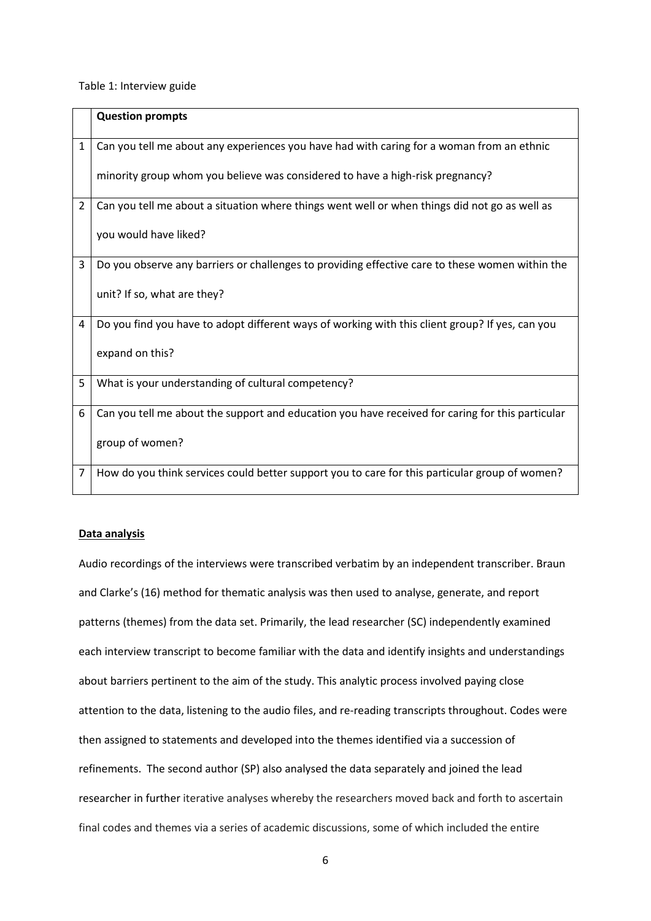Table 1: Interview guide

| | Question prompts |
|---|---|
| 1 | Can you tell me about any experiences you have had with caring for a woman from an ethnic minority group whom you believe was considered to have a high-risk pregnancy? |
| 2 | Can you tell me about a situation where things went well or when things did not go as well as you would have liked? |
| 3 | Do you observe any barriers or challenges to providing effective care to these women within the unit? If so, what are they? |
| 4 | Do you find you have to adopt different ways of working with this client group? If yes, can you expand on this? |
| 5 | What is your understanding of cultural competency? |
| 6 | Can you tell me about the support and education you have received for caring for this particular group of women? |
| 7 | How do you think services could better support you to care for this particular group of women? |

**Data analysis**

Audio recordings of the interviews were transcribed verbatim by an independent transcriber. Braun and Clarke's (16) method for thematic analysis was then used to analyse, generate, and report patterns (themes) from the data set. Primarily, the lead researcher (SC) independently examined each interview transcript to become familiar with the data and identify insights and understandings about barriers pertinent to the aim of the study. This analytic process involved paying close attention to the data, listening to the audio files, and re-reading transcripts throughout. Codes were then assigned to statements and developed into the themes identified via a succession of refinements. The second author (SP) also analysed the data separately and joined the lead researcher in further iterative analyses whereby the researchers moved back and forth to ascertain final codes and themes via a series of academic discussions, some of which included the entire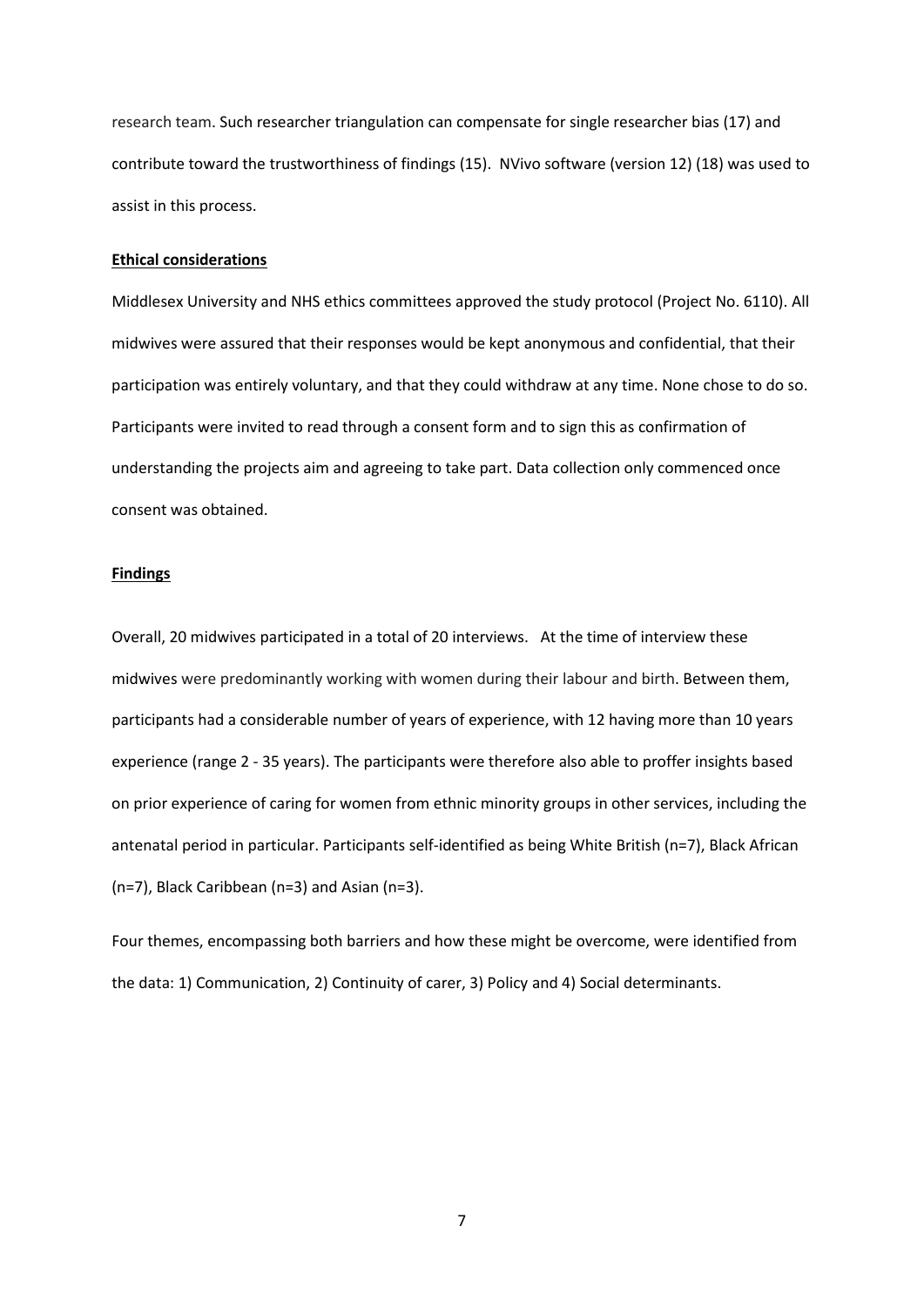research team. Such researcher triangulation can compensate for single researcher bias (17) and contribute toward the trustworthiness of findings (15). NVivo software (version 12) (18) was used to assist in this process.

**Ethical considerations**

Middlesex University and NHS ethics committees approved the study protocol (Project No. 6110). All midwives were assured that their responses would be kept anonymous and confidential, that their participation was entirely voluntary, and that they could withdraw at any time. None chose to do so. Participants were invited to read through a consent form and to sign this as confirmation of understanding the projects aim and agreeing to take part. Data collection only commenced once consent was obtained.

**Findings**

Overall, 20 midwives participated in a total of 20 interviews. At the time of interview these midwives were predominantly working with women during their labour and birth. Between them, participants had a considerable number of years of experience, with 12 having more than 10 years experience (range 2 - 35 years). The participants were therefore also able to proffer insights based on prior experience of caring for women from ethnic minority groups in other services, including the antenatal period in particular. Participants self-identified as being White British (n=7), Black African (n=7), Black Caribbean (n=3) and Asian (n=3).

Four themes, encompassing both barriers and how these might be overcome, were identified from the data: 1) Communication, 2) Continuity of carer, 3) Policy and 4) Social determinants.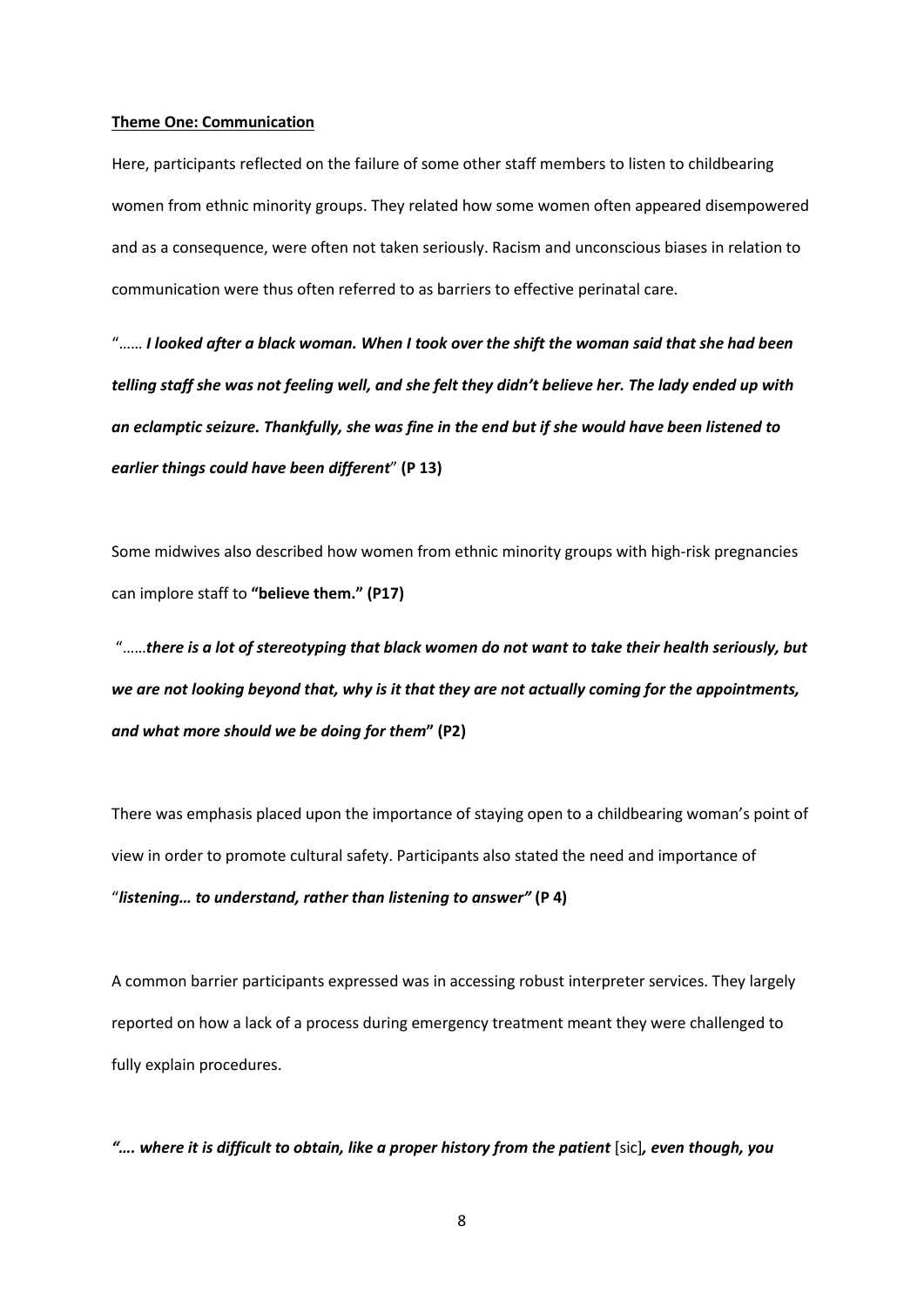**Theme One: Communication**

Here, participants reflected on the failure of some other staff members to listen to childbearing women from ethnic minority groups. They related how some women often appeared disempowered and as a consequence, were often not taken seriously. Racism and unconscious biases in relation to communication were thus often referred to as barriers to effective perinatal care.

"…… ***I looked after a black woman. When I took over the shift the woman said that she had been telling staff she was not feeling well, and she felt they didn't believe her. The lady ended up with an eclamptic seizure. Thankfully, she was fine in the end but if she would have been listened to earlier things could have been different***" **(P 13)**

Some midwives also described how women from ethnic minority groups with high-risk pregnancies can implore staff to **"believe them." (P17)**

"……***there is a lot of stereotyping that black women do not want to take their health seriously, but we are not looking beyond that, why is it that they are not actually coming for the appointments, and what more should we be doing for them*" (P2)**

There was emphasis placed upon the importance of staying open to a childbearing woman's point of view in order to promote cultural safety. Participants also stated the need and importance of "***listening… to understand, rather than listening to answer"*** **(P 4)**

A common barrier participants expressed was in accessing robust interpreter services. They largely reported on how a lack of a process during emergency treatment meant they were challenged to fully explain procedures.

***"…. where it is difficult to obtain, like a proper history from the patient*** [sic]***, even though, you***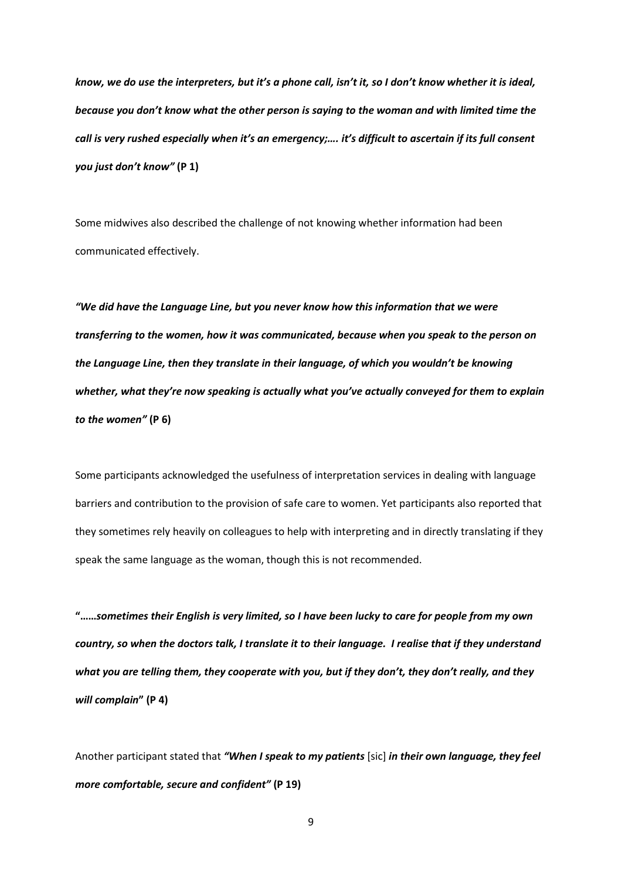***know, we do use the interpreters, but it's a phone call, isn't it, so I don't know whether it is ideal, because you don't know what the other person is saying to the woman and with limited time the call is very rushed especially when it's an emergency;…. it's difficult to ascertain if its full consent you just don't know"*** **(P 1)**

Some midwives also described the challenge of not knowing whether information had been communicated effectively.

***"We did have the Language Line, but you never know how this information that we were transferring to the women, how it was communicated, because when you speak to the person on the Language Line, then they translate in their language, of which you wouldn't be knowing whether, what they're now speaking is actually what you've actually conveyed for them to explain to the women"*** **(P 6)**

Some participants acknowledged the usefulness of interpretation services in dealing with language barriers and contribution to the provision of safe care to women. Yet participants also reported that they sometimes rely heavily on colleagues to help with interpreting and in directly translating if they speak the same language as the woman, though this is not recommended.

**"……*sometimes their English is very limited, so I have been lucky to care for people from my own country, so when the doctors talk, I translate it to their language. I realise that if they understand what you are telling them, they cooperate with you, but if they don't, they don't really, and they will complain*" (P 4)**

Another participant stated that ***"When I speak to my patients*** [sic] ***in their own language, they feel more comfortable, secure and confident"*** **(P 19)**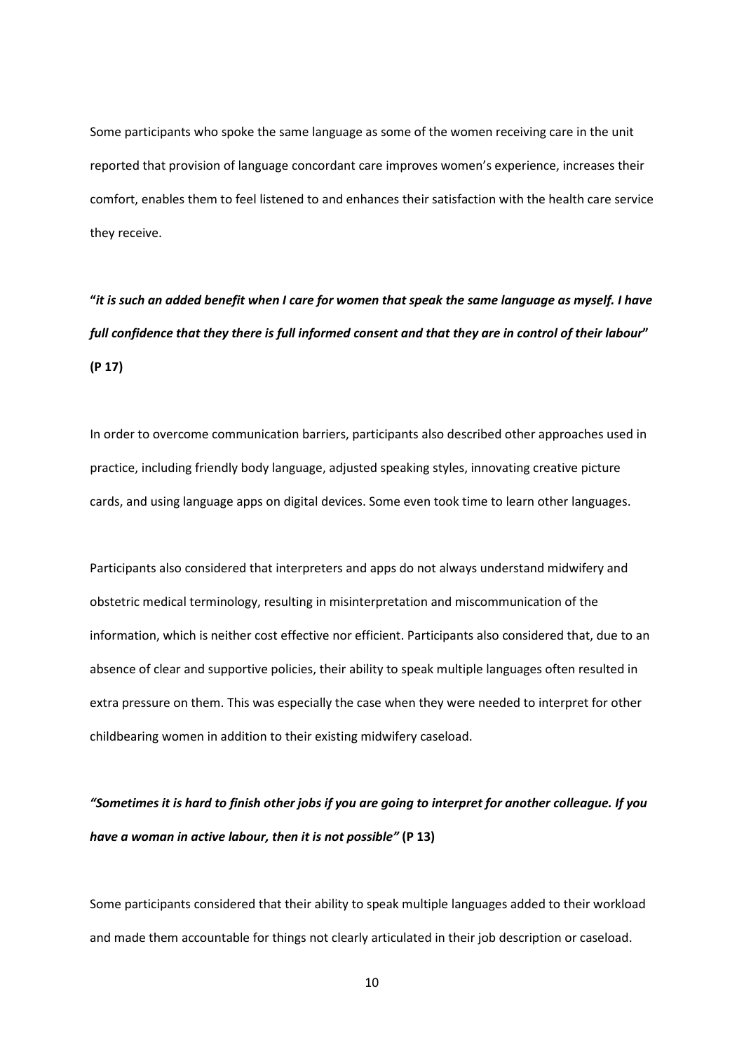Some participants who spoke the same language as some of the women receiving care in the unit reported that provision of language concordant care improves women's experience, increases their comfort, enables them to feel listened to and enhances their satisfaction with the health care service they receive.

**"*it is such an added benefit when I care for women that speak the same language as myself. I have full confidence that they there is full informed consent and that they are in control of their labour*" (P 17)**

In order to overcome communication barriers, participants also described other approaches used in practice, including friendly body language, adjusted speaking styles, innovating creative picture cards, and using language apps on digital devices. Some even took time to learn other languages.

Participants also considered that interpreters and apps do not always understand midwifery and obstetric medical terminology, resulting in misinterpretation and miscommunication of the information, which is neither cost effective nor efficient. Participants also considered that, due to an absence of clear and supportive policies, their ability to speak multiple languages often resulted in extra pressure on them. This was especially the case when they were needed to interpret for other childbearing women in addition to their existing midwifery caseload.

***"Sometimes it is hard to finish other jobs if you are going to interpret for another colleague. If you have a woman in active labour, then it is not possible"* (P 13)**

Some participants considered that their ability to speak multiple languages added to their workload and made them accountable for things not clearly articulated in their job description or caseload.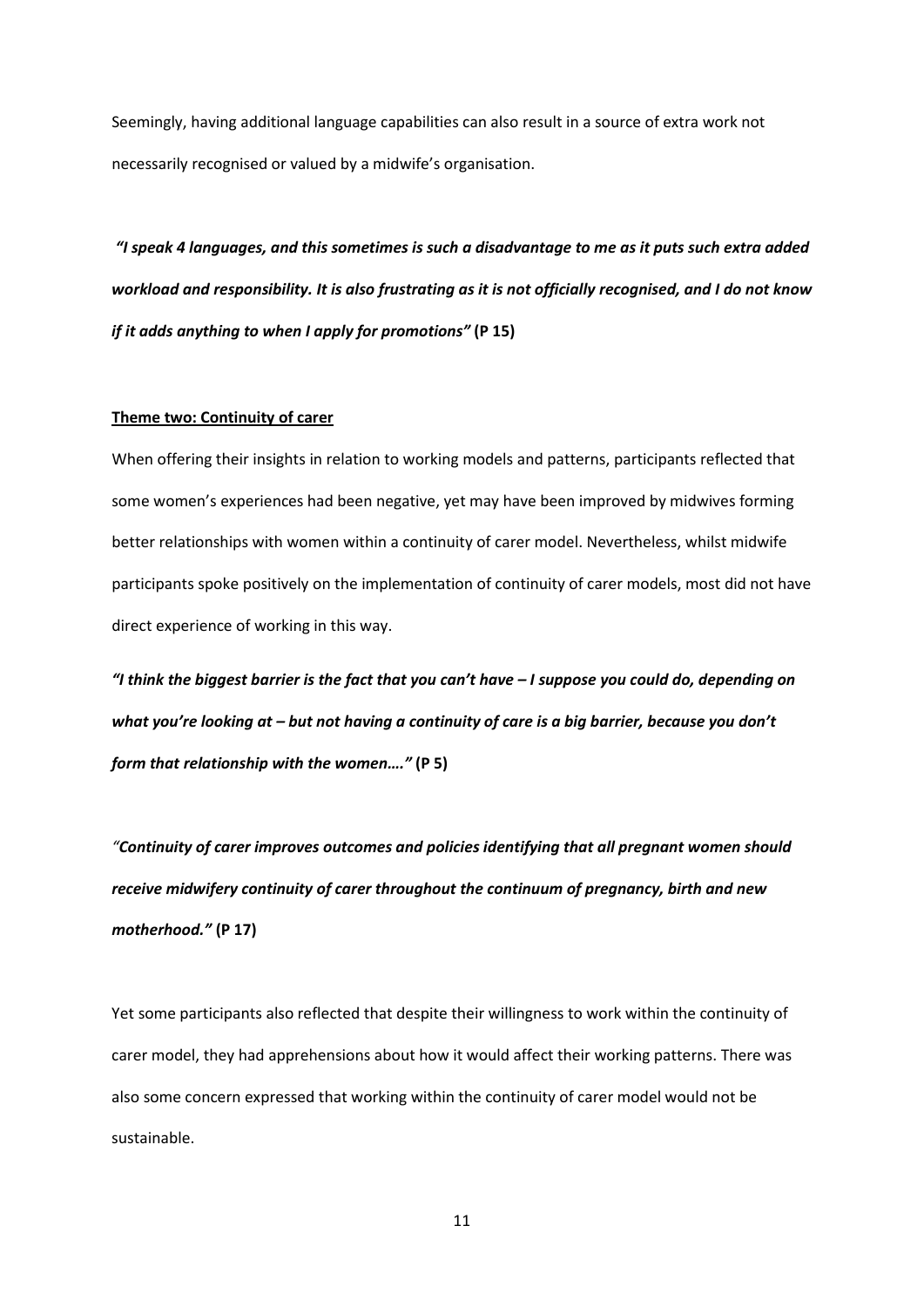Seemingly, having additional language capabilities can also result in a source of extra work not necessarily recognised or valued by a midwife's organisation.

***"I speak 4 languages, and this sometimes is such a disadvantage to me as it puts such extra added workload and responsibility. It is also frustrating as it is not officially recognised, and I do not know if it adds anything to when I apply for promotions"*** **(P 15)**

**Theme two: Continuity of carer**

When offering their insights in relation to working models and patterns, participants reflected that some women's experiences had been negative, yet may have been improved by midwives forming better relationships with women within a continuity of carer model. Nevertheless, whilst midwife participants spoke positively on the implementation of continuity of carer models, most did not have direct experience of working in this way.

***"I think the biggest barrier is the fact that you can't have – I suppose you could do, depending on what you're looking at – but not having a continuity of care is a big barrier, because you don't form that relationship with the women…."*** **(P 5)**

*"**Continuity of carer improves outcomes and policies identifying that all pregnant women should receive midwifery continuity of carer throughout the continuum of pregnancy, birth and new motherhood."*** **(P 17)**

Yet some participants also reflected that despite their willingness to work within the continuity of carer model, they had apprehensions about how it would affect their working patterns. There was also some concern expressed that working within the continuity of carer model would not be sustainable.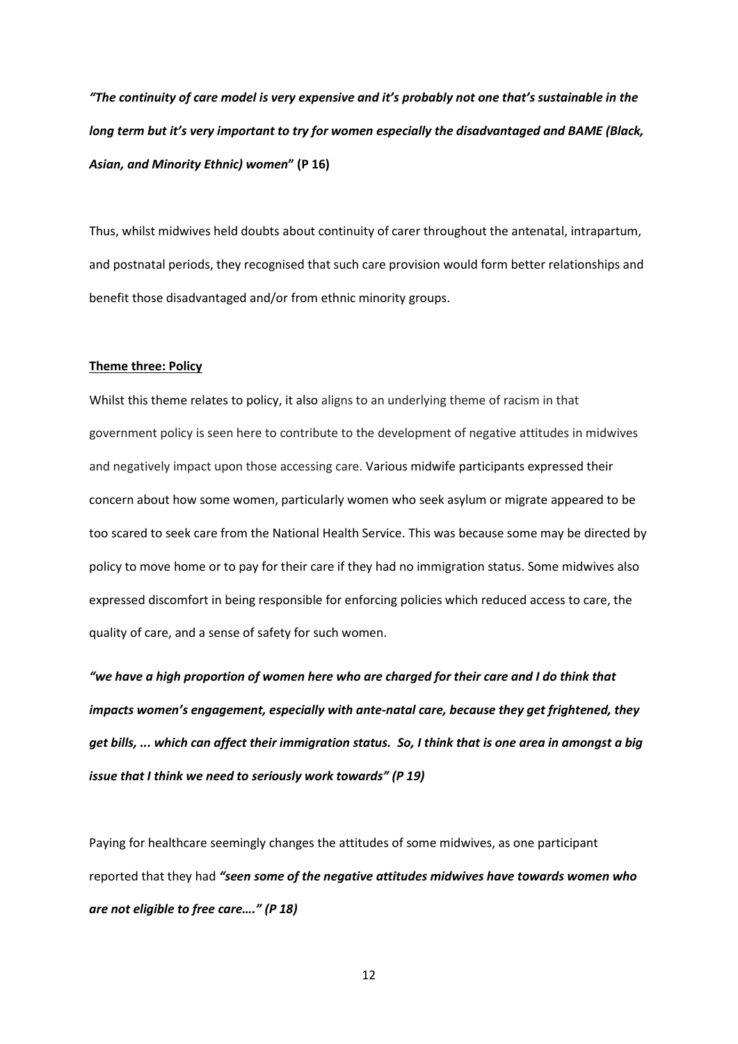***"The continuity of care model is very expensive and it's probably not one that's sustainable in the long term but it's very important to try for women especially the disadvantaged and BAME (Black, Asian, and Minority Ethnic) women*" (P 16)**

Thus, whilst midwives held doubts about continuity of carer throughout the antenatal, intrapartum, and postnatal periods, they recognised that such care provision would form better relationships and benefit those disadvantaged and/or from ethnic minority groups.

**Theme three: Policy**

Whilst this theme relates to policy, it also aligns to an underlying theme of racism in that government policy is seen here to contribute to the development of negative attitudes in midwives and negatively impact upon those accessing care. Various midwife participants expressed their concern about how some women, particularly women who seek asylum or migrate appeared to be too scared to seek care from the National Health Service. This was because some may be directed by policy to move home or to pay for their care if they had no immigration status. Some midwives also expressed discomfort in being responsible for enforcing policies which reduced access to care, the quality of care, and a sense of safety for such women.

***"we have a high proportion of women here who are charged for their care and I do think that impacts women's engagement, especially with ante-natal care, because they get frightened, they get bills, ... which can affect their immigration status. So, I think that is one area in amongst a big issue that I think we need to seriously work towards" (P 19)***

Paying for healthcare seemingly changes the attitudes of some midwives, as one participant reported that they had ***"seen some of the negative attitudes midwives have towards women who are not eligible to free care…." (P 18)***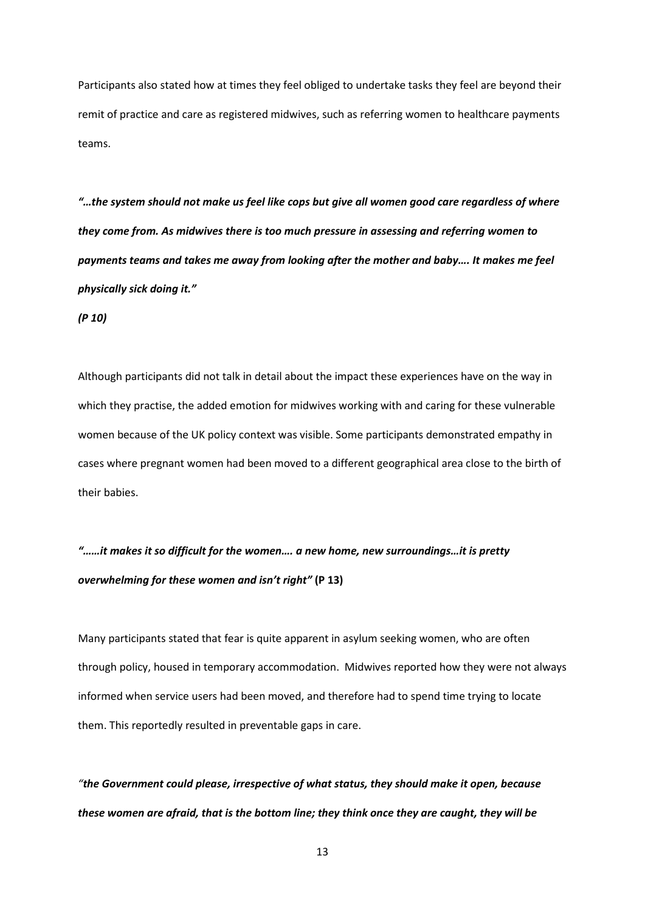Participants also stated how at times they feel obliged to undertake tasks they feel are beyond their remit of practice and care as registered midwives, such as referring women to healthcare payments teams.

***"…the system should not make us feel like cops but give all women good care regardless of where they come from. As midwives there is too much pressure in assessing and referring women to payments teams and takes me away from looking after the mother and baby…. It makes me feel physically sick doing it."***

***(P 10)***

Although participants did not talk in detail about the impact these experiences have on the way in which they practise, the added emotion for midwives working with and caring for these vulnerable women because of the UK policy context was visible. Some participants demonstrated empathy in cases where pregnant women had been moved to a different geographical area close to the birth of their babies.

***"……it makes it so difficult for the women…. a new home, new surroundings…it is pretty overwhelming for these women and isn't right"*** **(P 13)**

Many participants stated that fear is quite apparent in asylum seeking women, who are often through policy, housed in temporary accommodation. Midwives reported how they were not always informed when service users had been moved, and therefore had to spend time trying to locate them. This reportedly resulted in preventable gaps in care.

*"**the Government could please, irrespective of what status, they should make it open, because these women are afraid, that is the bottom line; they think once they are caught, they will be***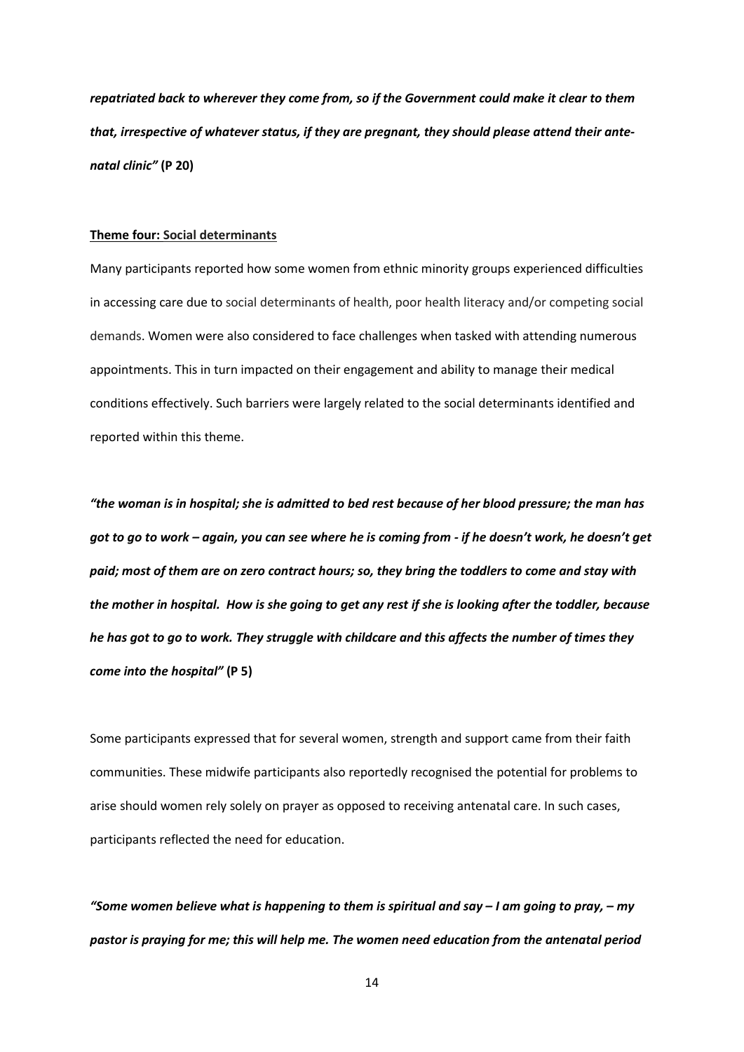***repatriated back to wherever they come from, so if the Government could make it clear to them that, irrespective of whatever status, if they are pregnant, they should please attend their ante-natal clinic"*** **(P 20)**

**Theme four: Social determinants**

Many participants reported how some women from ethnic minority groups experienced difficulties in accessing care due to social determinants of health, poor health literacy and/or competing social demands. Women were also considered to face challenges when tasked with attending numerous appointments. This in turn impacted on their engagement and ability to manage their medical conditions effectively. Such barriers were largely related to the social determinants identified and reported within this theme.

***"the woman is in hospital; she is admitted to bed rest because of her blood pressure; the man has got to go to work – again, you can see where he is coming from - if he doesn't work, he doesn't get paid; most of them are on zero contract hours; so, they bring the toddlers to come and stay with the mother in hospital. How is she going to get any rest if she is looking after the toddler, because he has got to go to work. They struggle with childcare and this affects the number of times they come into the hospital"*** **(P 5)**

Some participants expressed that for several women, strength and support came from their faith communities. These midwife participants also reportedly recognised the potential for problems to arise should women rely solely on prayer as opposed to receiving antenatal care. In such cases, participants reflected the need for education.

***"Some women believe what is happening to them is spiritual and say – I am going to pray, – my pastor is praying for me; this will help me. The women need education from the antenatal period***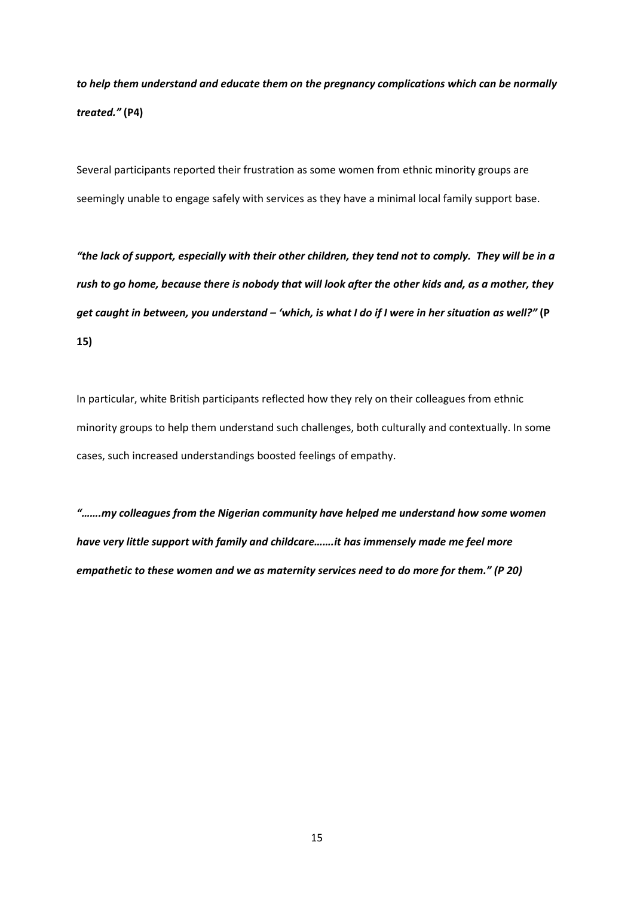***to help them understand and educate them on the pregnancy complications which can be normally treated."*** **(P4)**

Several participants reported their frustration as some women from ethnic minority groups are seemingly unable to engage safely with services as they have a minimal local family support base.

***"the lack of support, especially with their other children, they tend not to comply. They will be in a rush to go home, because there is nobody that will look after the other kids and, as a mother, they get caught in between, you understand – 'which, is what I do if I were in her situation as well?"*** **(P 15)**

In particular, white British participants reflected how they rely on their colleagues from ethnic minority groups to help them understand such challenges, both culturally and contextually. In some cases, such increased understandings boosted feelings of empathy.

***"…….my colleagues from the Nigerian community have helped me understand how some women have very little support with family and childcare…….it has immensely made me feel more empathetic to these women and we as maternity services need to do more for them." (P 20)***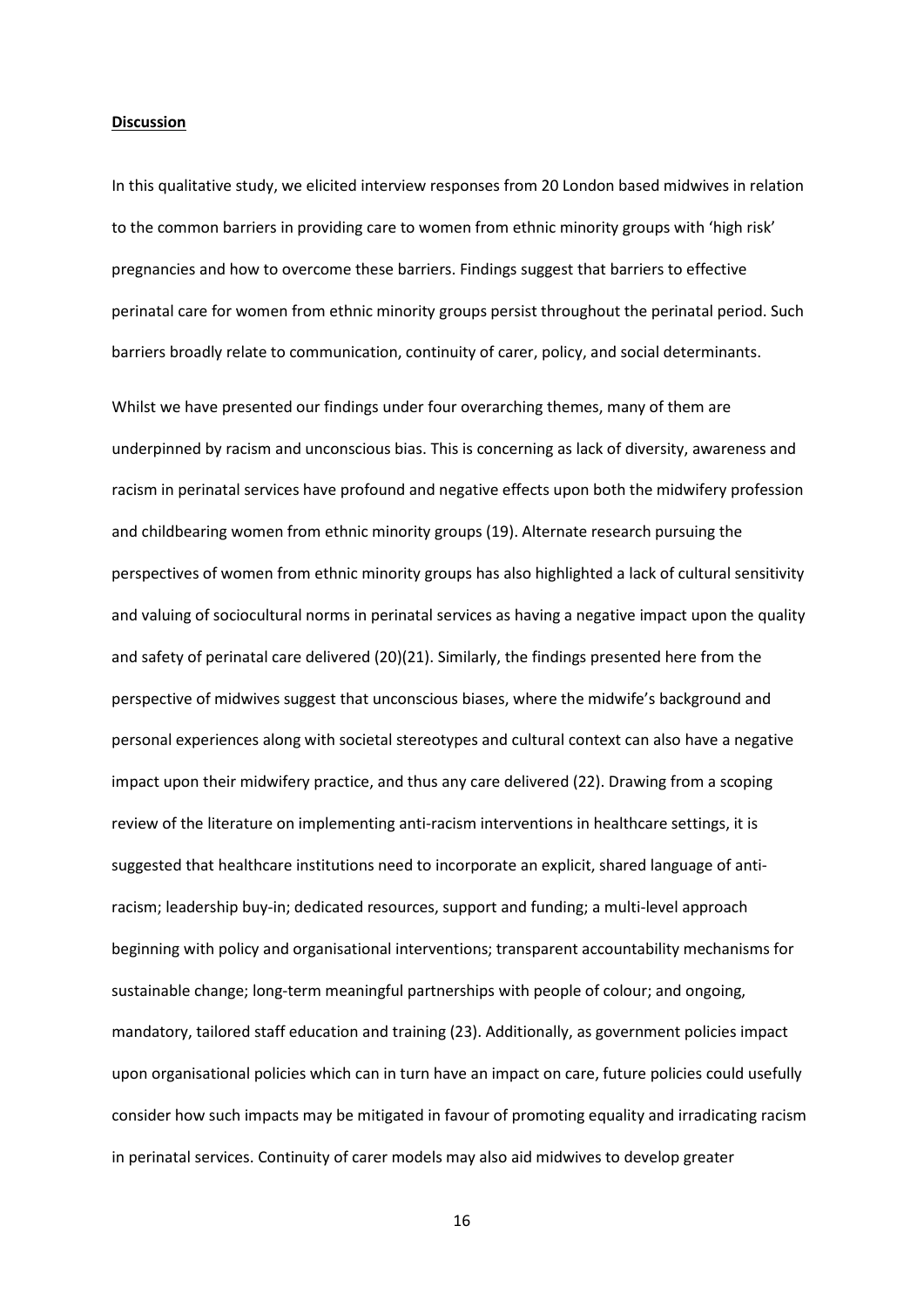**Discussion**

In this qualitative study, we elicited interview responses from 20 London based midwives in relation to the common barriers in providing care to women from ethnic minority groups with 'high risk' pregnancies and how to overcome these barriers. Findings suggest that barriers to effective perinatal care for women from ethnic minority groups persist throughout the perinatal period. Such barriers broadly relate to communication, continuity of carer, policy, and social determinants.

Whilst we have presented our findings under four overarching themes, many of them are underpinned by racism and unconscious bias. This is concerning as lack of diversity, awareness and racism in perinatal services have profound and negative effects upon both the midwifery profession and childbearing women from ethnic minority groups (19). Alternate research pursuing the perspectives of women from ethnic minority groups has also highlighted a lack of cultural sensitivity and valuing of sociocultural norms in perinatal services as having a negative impact upon the quality and safety of perinatal care delivered (20)(21). Similarly, the findings presented here from the perspective of midwives suggest that unconscious biases, where the midwife's background and personal experiences along with societal stereotypes and cultural context can also have a negative impact upon their midwifery practice, and thus any care delivered (22). Drawing from a scoping review of the literature on implementing anti-racism interventions in healthcare settings, it is suggested that healthcare institutions need to incorporate an explicit, shared language of anti-racism; leadership buy-in; dedicated resources, support and funding; a multi-level approach beginning with policy and organisational interventions; transparent accountability mechanisms for sustainable change; long-term meaningful partnerships with people of colour; and ongoing, mandatory, tailored staff education and training (23). Additionally, as government policies impact upon organisational policies which can in turn have an impact on care, future policies could usefully consider how such impacts may be mitigated in favour of promoting equality and irradicating racism in perinatal services. Continuity of carer models may also aid midwives to develop greater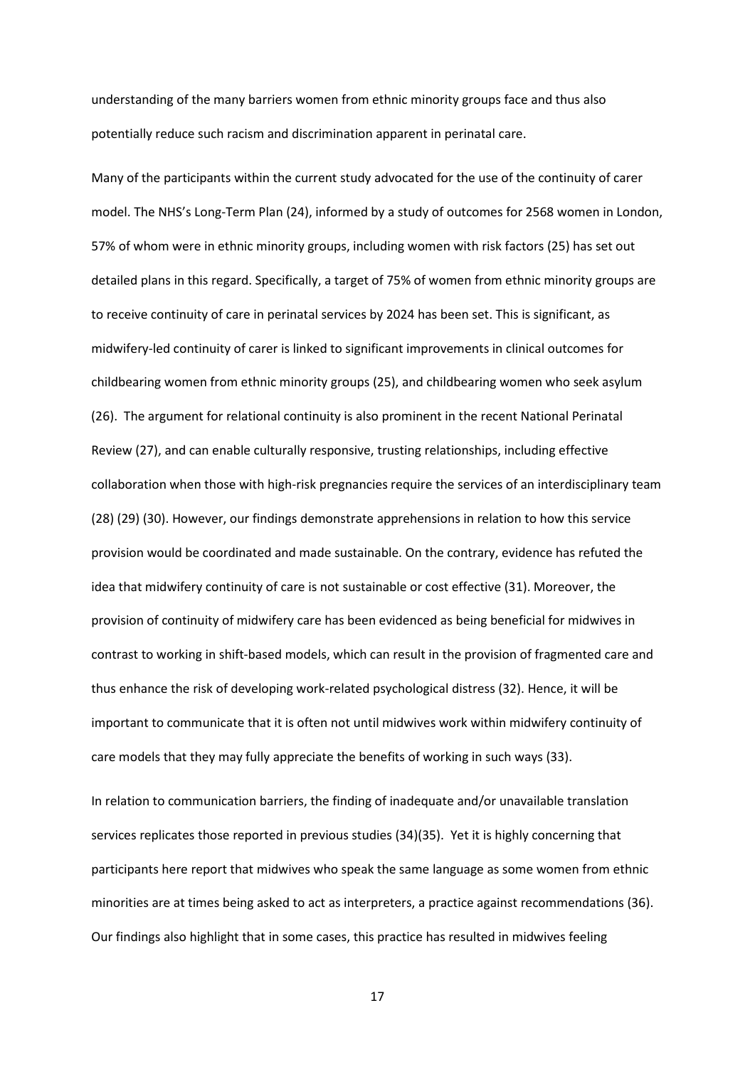understanding of the many barriers women from ethnic minority groups face and thus also potentially reduce such racism and discrimination apparent in perinatal care.

Many of the participants within the current study advocated for the use of the continuity of carer model. The NHS's Long-Term Plan (24), informed by a study of outcomes for 2568 women in London, 57% of whom were in ethnic minority groups, including women with risk factors (25) has set out detailed plans in this regard. Specifically, a target of 75% of women from ethnic minority groups are to receive continuity of care in perinatal services by 2024 has been set. This is significant, as midwifery-led continuity of carer is linked to significant improvements in clinical outcomes for childbearing women from ethnic minority groups (25), and childbearing women who seek asylum (26). The argument for relational continuity is also prominent in the recent National Perinatal Review (27), and can enable culturally responsive, trusting relationships, including effective collaboration when those with high-risk pregnancies require the services of an interdisciplinary team (28) (29) (30). However, our findings demonstrate apprehensions in relation to how this service provision would be coordinated and made sustainable. On the contrary, evidence has refuted the idea that midwifery continuity of care is not sustainable or cost effective (31). Moreover, the provision of continuity of midwifery care has been evidenced as being beneficial for midwives in contrast to working in shift-based models, which can result in the provision of fragmented care and thus enhance the risk of developing work-related psychological distress (32). Hence, it will be important to communicate that it is often not until midwives work within midwifery continuity of care models that they may fully appreciate the benefits of working in such ways (33).

In relation to communication barriers, the finding of inadequate and/or unavailable translation services replicates those reported in previous studies (34)(35). Yet it is highly concerning that participants here report that midwives who speak the same language as some women from ethnic minorities are at times being asked to act as interpreters, a practice against recommendations (36). Our findings also highlight that in some cases, this practice has resulted in midwives feeling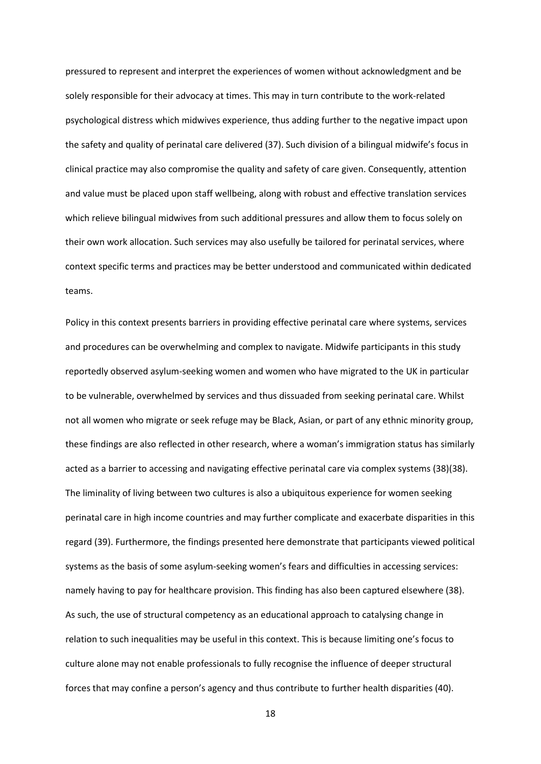pressured to represent and interpret the experiences of women without acknowledgment and be solely responsible for their advocacy at times. This may in turn contribute to the work-related psychological distress which midwives experience, thus adding further to the negative impact upon the safety and quality of perinatal care delivered (37). Such division of a bilingual midwife's focus in clinical practice may also compromise the quality and safety of care given. Consequently, attention and value must be placed upon staff wellbeing, along with robust and effective translation services which relieve bilingual midwives from such additional pressures and allow them to focus solely on their own work allocation. Such services may also usefully be tailored for perinatal services, where context specific terms and practices may be better understood and communicated within dedicated teams.

Policy in this context presents barriers in providing effective perinatal care where systems, services and procedures can be overwhelming and complex to navigate. Midwife participants in this study reportedly observed asylum-seeking women and women who have migrated to the UK in particular to be vulnerable, overwhelmed by services and thus dissuaded from seeking perinatal care. Whilst not all women who migrate or seek refuge may be Black, Asian, or part of any ethnic minority group, these findings are also reflected in other research, where a woman's immigration status has similarly acted as a barrier to accessing and navigating effective perinatal care via complex systems (38)(38). The liminality of living between two cultures is also a ubiquitous experience for women seeking perinatal care in high income countries and may further complicate and exacerbate disparities in this regard (39). Furthermore, the findings presented here demonstrate that participants viewed political systems as the basis of some asylum-seeking women's fears and difficulties in accessing services: namely having to pay for healthcare provision. This finding has also been captured elsewhere (38). As such, the use of structural competency as an educational approach to catalysing change in relation to such inequalities may be useful in this context. This is because limiting one's focus to culture alone may not enable professionals to fully recognise the influence of deeper structural forces that may confine a person's agency and thus contribute to further health disparities (40).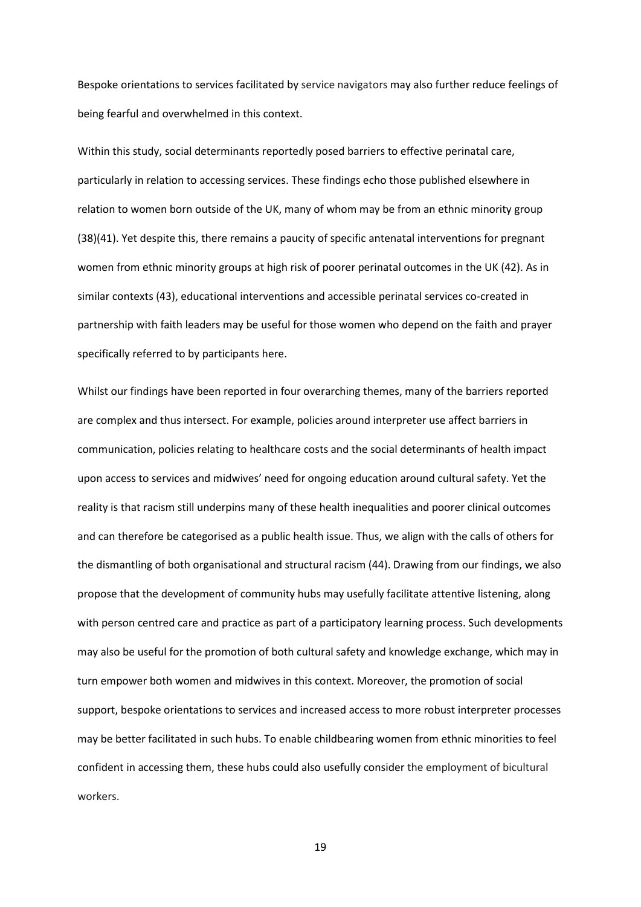Bespoke orientations to services facilitated by service navigators may also further reduce feelings of being fearful and overwhelmed in this context.

Within this study, social determinants reportedly posed barriers to effective perinatal care, particularly in relation to accessing services. These findings echo those published elsewhere in relation to women born outside of the UK, many of whom may be from an ethnic minority group (38)(41). Yet despite this, there remains a paucity of specific antenatal interventions for pregnant women from ethnic minority groups at high risk of poorer perinatal outcomes in the UK (42). As in similar contexts (43), educational interventions and accessible perinatal services co-created in partnership with faith leaders may be useful for those women who depend on the faith and prayer specifically referred to by participants here.

Whilst our findings have been reported in four overarching themes, many of the barriers reported are complex and thus intersect. For example, policies around interpreter use affect barriers in communication, policies relating to healthcare costs and the social determinants of health impact upon access to services and midwives' need for ongoing education around cultural safety. Yet the reality is that racism still underpins many of these health inequalities and poorer clinical outcomes and can therefore be categorised as a public health issue. Thus, we align with the calls of others for the dismantling of both organisational and structural racism (44). Drawing from our findings, we also propose that the development of community hubs may usefully facilitate attentive listening, along with person centred care and practice as part of a participatory learning process. Such developments may also be useful for the promotion of both cultural safety and knowledge exchange, which may in turn empower both women and midwives in this context. Moreover, the promotion of social support, bespoke orientations to services and increased access to more robust interpreter processes may be better facilitated in such hubs. To enable childbearing women from ethnic minorities to feel confident in accessing them, these hubs could also usefully consider the employment of bicultural workers.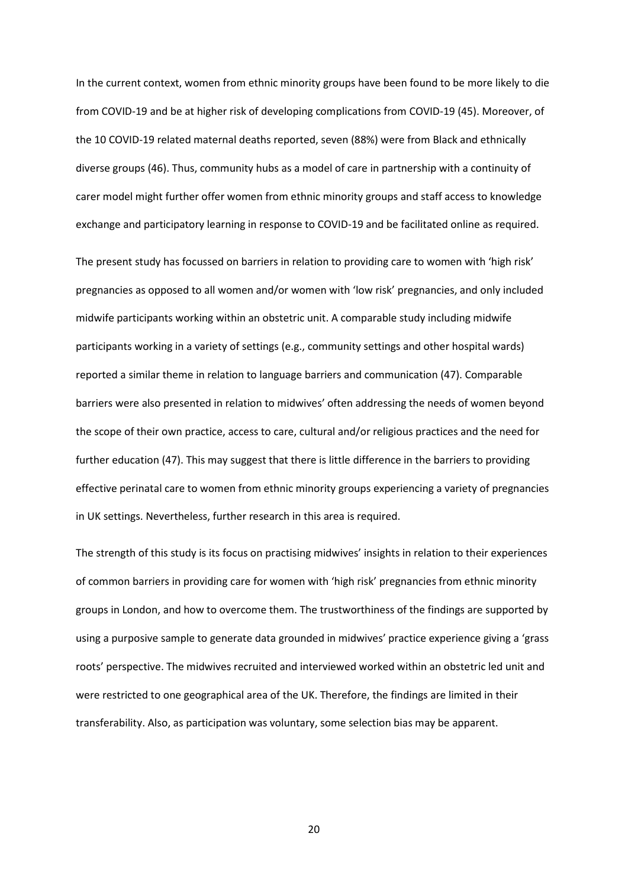In the current context, women from ethnic minority groups have been found to be more likely to die from COVID-19 and be at higher risk of developing complications from COVID-19 (45). Moreover, of the 10 COVID-19 related maternal deaths reported, seven (88%) were from Black and ethnically diverse groups (46). Thus, community hubs as a model of care in partnership with a continuity of carer model might further offer women from ethnic minority groups and staff access to knowledge exchange and participatory learning in response to COVID-19 and be facilitated online as required.

The present study has focussed on barriers in relation to providing care to women with 'high risk' pregnancies as opposed to all women and/or women with 'low risk' pregnancies, and only included midwife participants working within an obstetric unit. A comparable study including midwife participants working in a variety of settings (e.g., community settings and other hospital wards) reported a similar theme in relation to language barriers and communication (47). Comparable barriers were also presented in relation to midwives' often addressing the needs of women beyond the scope of their own practice, access to care, cultural and/or religious practices and the need for further education (47). This may suggest that there is little difference in the barriers to providing effective perinatal care to women from ethnic minority groups experiencing a variety of pregnancies in UK settings. Nevertheless, further research in this area is required.

The strength of this study is its focus on practising midwives' insights in relation to their experiences of common barriers in providing care for women with 'high risk' pregnancies from ethnic minority groups in London, and how to overcome them. The trustworthiness of the findings are supported by using a purposive sample to generate data grounded in midwives' practice experience giving a 'grass roots' perspective. The midwives recruited and interviewed worked within an obstetric led unit and were restricted to one geographical area of the UK. Therefore, the findings are limited in their transferability. Also, as participation was voluntary, some selection bias may be apparent.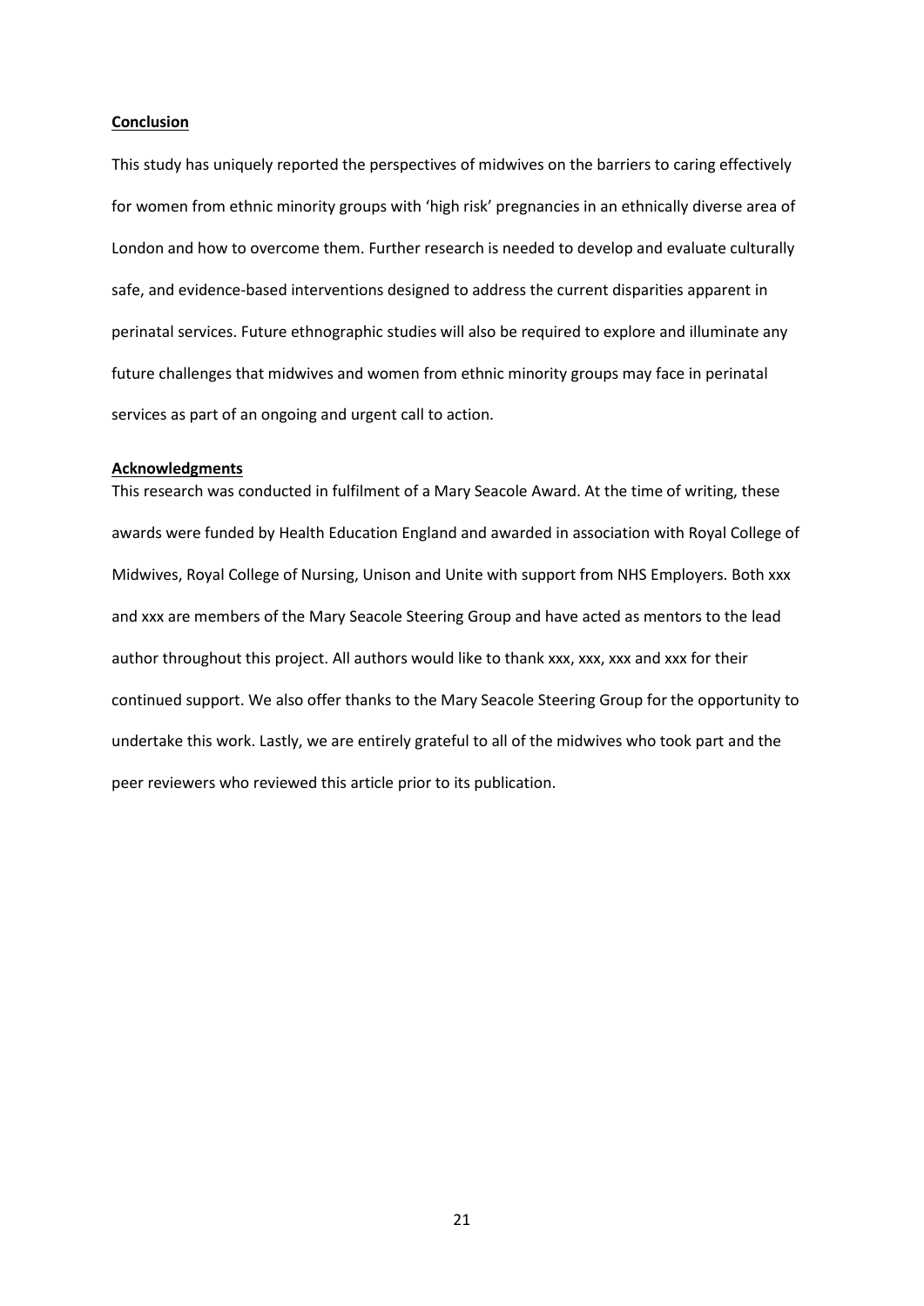## Conclusion

This study has uniquely reported the perspectives of midwives on the barriers to caring effectively for women from ethnic minority groups with 'high risk' pregnancies in an ethnically diverse area of London and how to overcome them. Further research is needed to develop and evaluate culturally safe, and evidence-based interventions designed to address the current disparities apparent in perinatal services. Future ethnographic studies will also be required to explore and illuminate any future challenges that midwives and women from ethnic minority groups may face in perinatal services as part of an ongoing and urgent call to action.

## Acknowledgments

This research was conducted in fulfilment of a Mary Seacole Award. At the time of writing, these awards were funded by Health Education England and awarded in association with Royal College of Midwives, Royal College of Nursing, Unison and Unite with support from NHS Employers. Both xxx and xxx are members of the Mary Seacole Steering Group and have acted as mentors to the lead author throughout this project. All authors would like to thank xxx, xxx, xxx and xxx for their continued support. We also offer thanks to the Mary Seacole Steering Group for the opportunity to undertake this work. Lastly, we are entirely grateful to all of the midwives who took part and the peer reviewers who reviewed this article prior to its publication.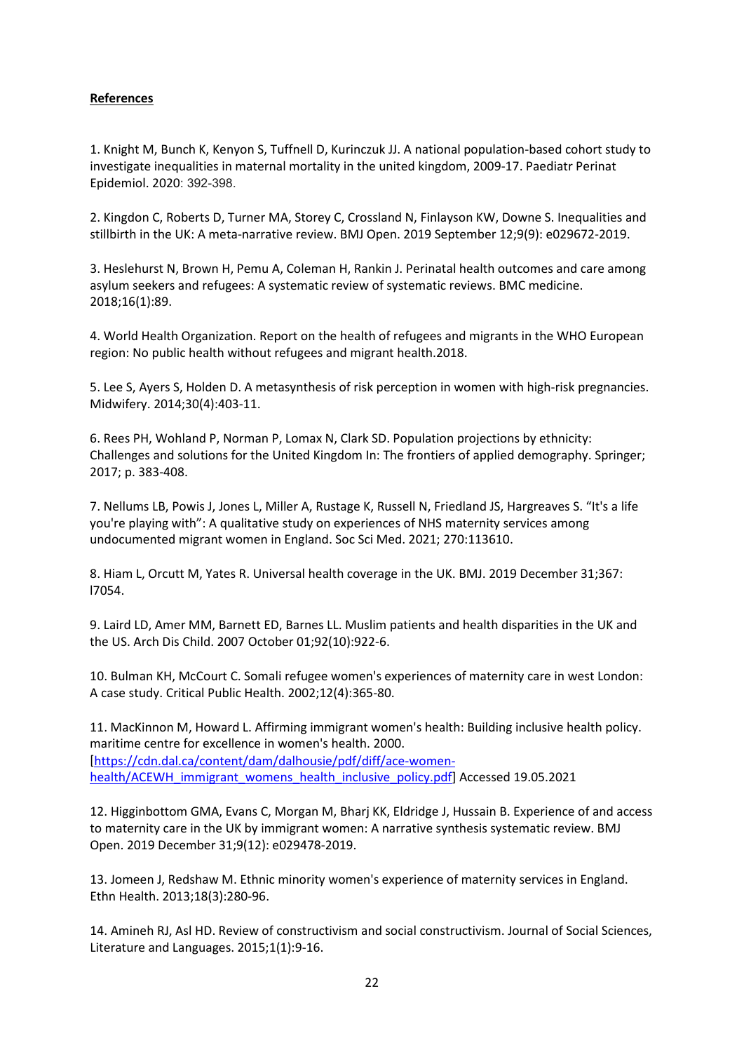**References**

1. Knight M, Bunch K, Kenyon S, Tuffnell D, Kurinczuk JJ. A national population-based cohort study to investigate inequalities in maternal mortality in the united kingdom, 2009-17. Paediatr Perinat Epidemiol. 2020: 392-398.

2. Kingdon C, Roberts D, Turner MA, Storey C, Crossland N, Finlayson KW, Downe S. Inequalities and stillbirth in the UK: A meta-narrative review. BMJ Open. 2019 September 12;9(9): e029672-2019.

3. Heslehurst N, Brown H, Pemu A, Coleman H, Rankin J. Perinatal health outcomes and care among asylum seekers and refugees: A systematic review of systematic reviews. BMC medicine. 2018;16(1):89.

4. World Health Organization. Report on the health of refugees and migrants in the WHO European region: No public health without refugees and migrant health.2018.

5. Lee S, Ayers S, Holden D. A metasynthesis of risk perception in women with high-risk pregnancies. Midwifery. 2014;30(4):403-11.

6. Rees PH, Wohland P, Norman P, Lomax N, Clark SD. Population projections by ethnicity: Challenges and solutions for the United Kingdom In: The frontiers of applied demography. Springer; 2017; p. 383-408.

7. Nellums LB, Powis J, Jones L, Miller A, Rustage K, Russell N, Friedland JS, Hargreaves S. “It's a life you're playing with”: A qualitative study on experiences of NHS maternity services among undocumented migrant women in England. Soc Sci Med. 2021; 270:113610.

8. Hiam L, Orcutt M, Yates R. Universal health coverage in the UK. BMJ. 2019 December 31;367: l7054.

9. Laird LD, Amer MM, Barnett ED, Barnes LL. Muslim patients and health disparities in the UK and the US. Arch Dis Child. 2007 October 01;92(10):922-6.

10. Bulman KH, McCourt C. Somali refugee women's experiences of maternity care in west London: A case study. Critical Public Health. 2002;12(4):365-80.

11. MacKinnon M, Howard L. Affirming immigrant women's health: Building inclusive health policy. maritime centre for excellence in women's health. 2000. [https://cdn.dal.ca/content/dam/dalhousie/pdf/diff/ace-women-health/ACEWH_immigrant_womens_health_inclusive_policy.pdf] Accessed 19.05.2021

12. Higginbottom GMA, Evans C, Morgan M, Bharj KK, Eldridge J, Hussain B. Experience of and access to maternity care in the UK by immigrant women: A narrative synthesis systematic review. BMJ Open. 2019 December 31;9(12): e029478-2019.

13. Jomeen J, Redshaw M. Ethnic minority women's experience of maternity services in England. Ethn Health. 2013;18(3):280-96.

14. Amineh RJ, Asl HD. Review of constructivism and social constructivism. Journal of Social Sciences, Literature and Languages. 2015;1(1):9-16.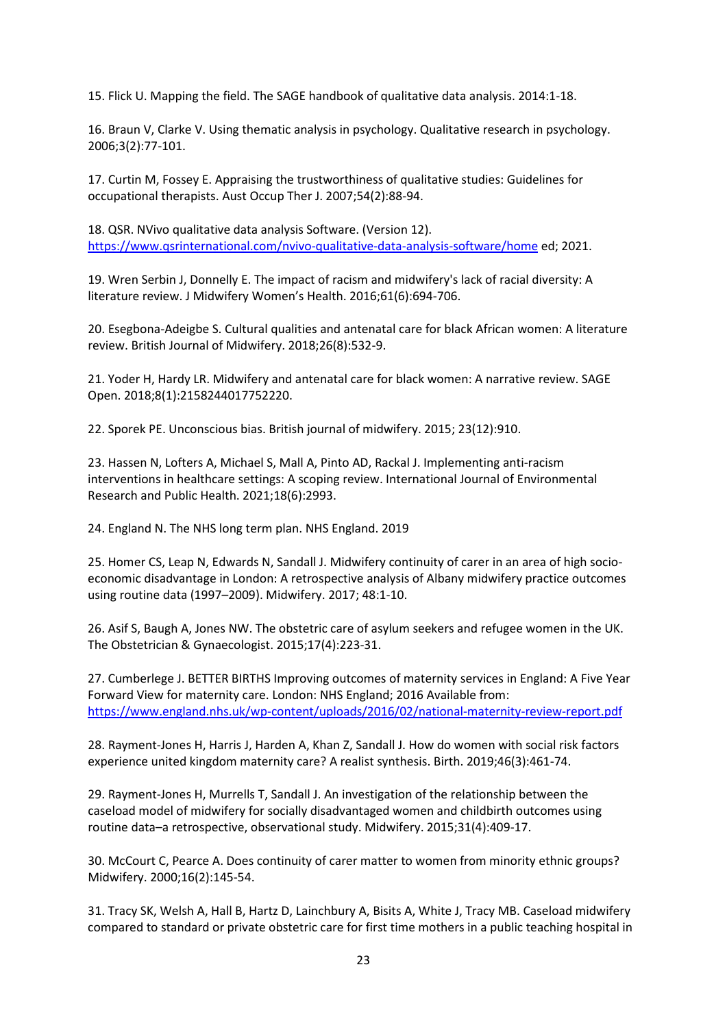15. Flick U. Mapping the field. The SAGE handbook of qualitative data analysis. 2014:1-18.

16. Braun V, Clarke V. Using thematic analysis in psychology. Qualitative research in psychology. 2006;3(2):77-101.

17. Curtin M, Fossey E. Appraising the trustworthiness of qualitative studies: Guidelines for occupational therapists. Aust Occup Ther J. 2007;54(2):88-94.

18. QSR. NVivo qualitative data analysis Software. (Version 12). https://www.qsrinternational.com/nvivo-qualitative-data-analysis-software/home ed; 2021.

19. Wren Serbin J, Donnelly E. The impact of racism and midwifery's lack of racial diversity: A literature review. J Midwifery Women's Health. 2016;61(6):694-706.

20. Esegbona-Adeigbe S. Cultural qualities and antenatal care for black African women: A literature review. British Journal of Midwifery. 2018;26(8):532-9.

21. Yoder H, Hardy LR. Midwifery and antenatal care for black women: A narrative review. SAGE Open. 2018;8(1):2158244017752220.

22. Sporek PE. Unconscious bias. British journal of midwifery. 2015; 23(12):910.

23. Hassen N, Lofters A, Michael S, Mall A, Pinto AD, Rackal J. Implementing anti-racism interventions in healthcare settings: A scoping review. International Journal of Environmental Research and Public Health. 2021;18(6):2993.

24. England N. The NHS long term plan. NHS England. 2019

25. Homer CS, Leap N, Edwards N, Sandall J. Midwifery continuity of carer in an area of high socio-economic disadvantage in London: A retrospective analysis of Albany midwifery practice outcomes using routine data (1997–2009). Midwifery. 2017; 48:1-10.

26. Asif S, Baugh A, Jones NW. The obstetric care of asylum seekers and refugee women in the UK. The Obstetrician & Gynaecologist. 2015;17(4):223-31.

27. Cumberlege J. BETTER BIRTHS Improving outcomes of maternity services in England: A Five Year Forward View for maternity care. London: NHS England; 2016 Available from: https://www.england.nhs.uk/wp-content/uploads/2016/02/national-maternity-review-report.pdf

28. Rayment-Jones H, Harris J, Harden A, Khan Z, Sandall J. How do women with social risk factors experience united kingdom maternity care? A realist synthesis. Birth. 2019;46(3):461-74.

29. Rayment-Jones H, Murrells T, Sandall J. An investigation of the relationship between the caseload model of midwifery for socially disadvantaged women and childbirth outcomes using routine data–a retrospective, observational study. Midwifery. 2015;31(4):409-17.

30. McCourt C, Pearce A. Does continuity of carer matter to women from minority ethnic groups? Midwifery. 2000;16(2):145-54.

31. Tracy SK, Welsh A, Hall B, Hartz D, Lainchbury A, Bisits A, White J, Tracy MB. Caseload midwifery compared to standard or private obstetric care for first time mothers in a public teaching hospital in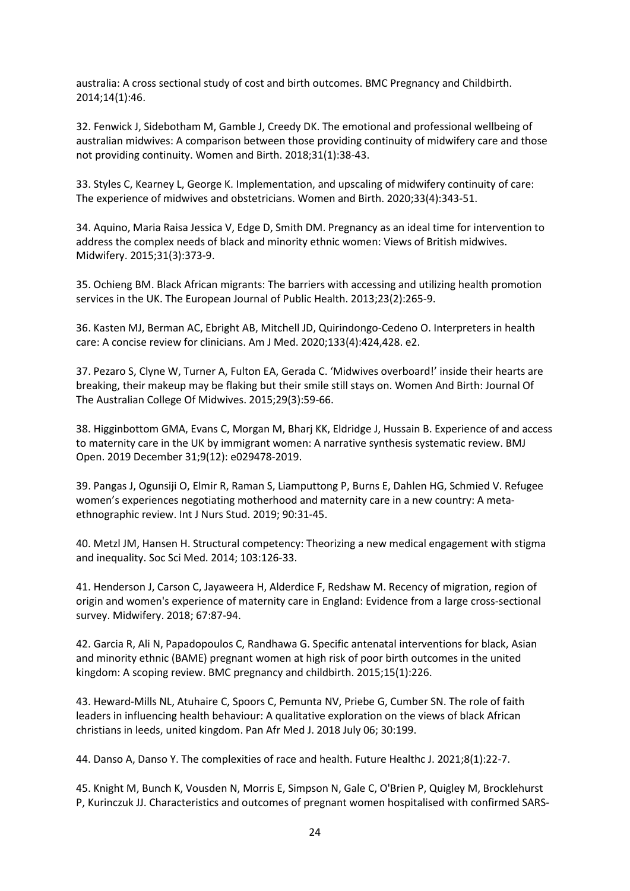australia: A cross sectional study of cost and birth outcomes. BMC Pregnancy and Childbirth. 2014;14(1):46.

32. Fenwick J, Sidebotham M, Gamble J, Creedy DK. The emotional and professional wellbeing of australian midwives: A comparison between those providing continuity of midwifery care and those not providing continuity. Women and Birth. 2018;31(1):38-43.

33. Styles C, Kearney L, George K. Implementation, and upscaling of midwifery continuity of care: The experience of midwives and obstetricians. Women and Birth. 2020;33(4):343-51.

34. Aquino, Maria Raisa Jessica V, Edge D, Smith DM. Pregnancy as an ideal time for intervention to address the complex needs of black and minority ethnic women: Views of British midwives. Midwifery. 2015;31(3):373-9.

35. Ochieng BM. Black African migrants: The barriers with accessing and utilizing health promotion services in the UK. The European Journal of Public Health. 2013;23(2):265-9.

36. Kasten MJ, Berman AC, Ebright AB, Mitchell JD, Quirindongo-Cedeno O. Interpreters in health care: A concise review for clinicians. Am J Med. 2020;133(4):424,428. e2.

37. Pezaro S, Clyne W, Turner A, Fulton EA, Gerada C. 'Midwives overboard!' inside their hearts are breaking, their makeup may be flaking but their smile still stays on. Women And Birth: Journal Of The Australian College Of Midwives. 2015;29(3):59-66.

38. Higginbottom GMA, Evans C, Morgan M, Bharj KK, Eldridge J, Hussain B. Experience of and access to maternity care in the UK by immigrant women: A narrative synthesis systematic review. BMJ Open. 2019 December 31;9(12): e029478-2019.

39. Pangas J, Ogunsiji O, Elmir R, Raman S, Liamputtong P, Burns E, Dahlen HG, Schmied V. Refugee women's experiences negotiating motherhood and maternity care in a new country: A meta-ethnographic review. Int J Nurs Stud. 2019; 90:31-45.

40. Metzl JM, Hansen H. Structural competency: Theorizing a new medical engagement with stigma and inequality. Soc Sci Med. 2014; 103:126-33.

41. Henderson J, Carson C, Jayaweera H, Alderdice F, Redshaw M. Recency of migration, region of origin and women's experience of maternity care in England: Evidence from a large cross-sectional survey. Midwifery. 2018; 67:87-94.

42. Garcia R, Ali N, Papadopoulos C, Randhawa G. Specific antenatal interventions for black, Asian and minority ethnic (BAME) pregnant women at high risk of poor birth outcomes in the united kingdom: A scoping review. BMC pregnancy and childbirth. 2015;15(1):226.

43. Heward-Mills NL, Atuhaire C, Spoors C, Pemunta NV, Priebe G, Cumber SN. The role of faith leaders in influencing health behaviour: A qualitative exploration on the views of black African christians in leeds, united kingdom. Pan Afr Med J. 2018 July 06; 30:199.

44. Danso A, Danso Y. The complexities of race and health. Future Healthc J. 2021;8(1):22-7.

45. Knight M, Bunch K, Vousden N, Morris E, Simpson N, Gale C, O'Brien P, Quigley M, Brocklehurst P, Kurinczuk JJ. Characteristics and outcomes of pregnant women hospitalised with confirmed SARS-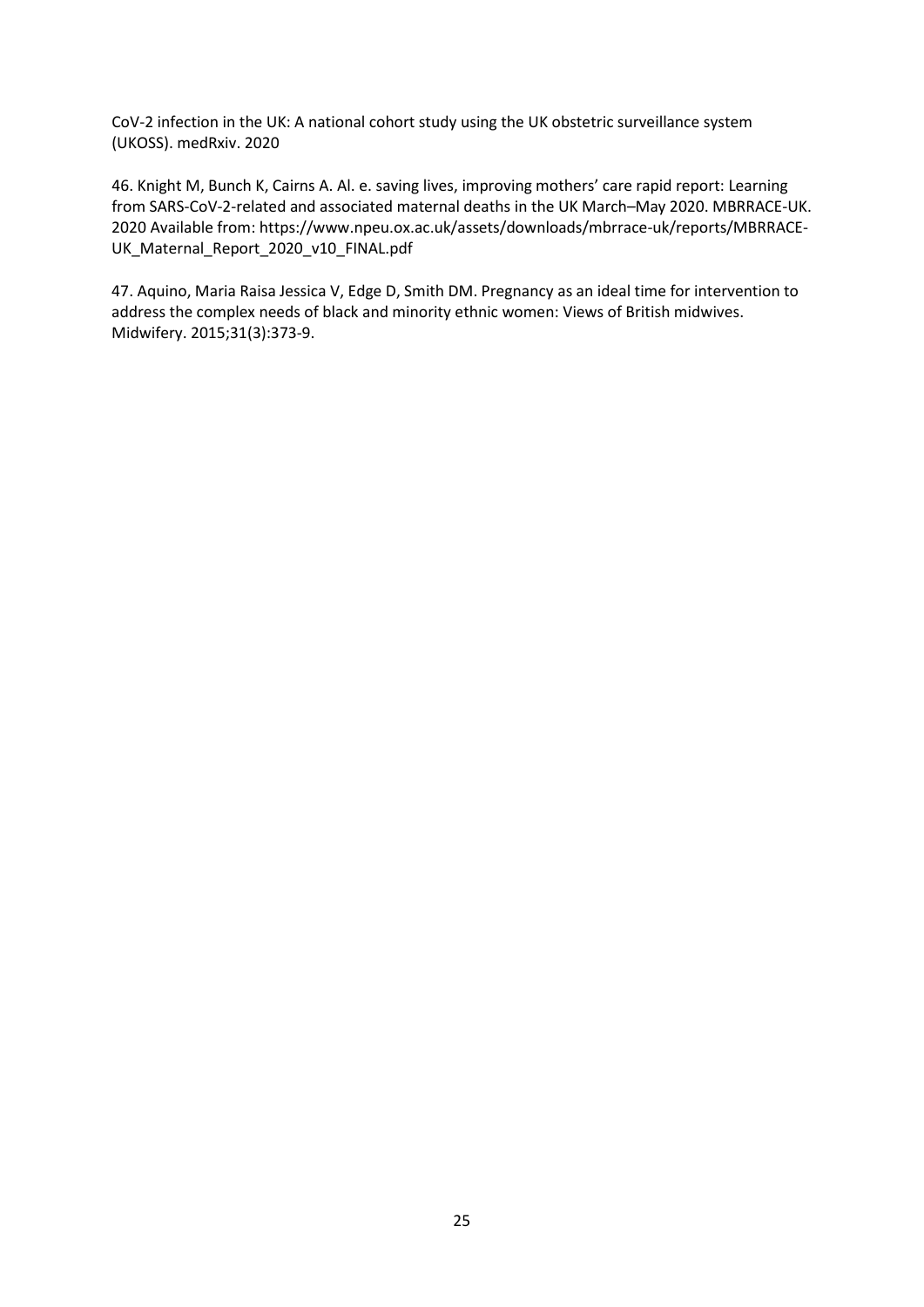CoV-2 infection in the UK: A national cohort study using the UK obstetric surveillance system (UKOSS). medRxiv. 2020

46. Knight M, Bunch K, Cairns A. Al. e. saving lives, improving mothers' care rapid report: Learning from SARS-CoV-2-related and associated maternal deaths in the UK March–May 2020. MBRRACE-UK. 2020 Available from: https://www.npeu.ox.ac.uk/assets/downloads/mbrrace-uk/reports/MBRRACE-UK_Maternal_Report_2020_v10_FINAL.pdf

47. Aquino, Maria Raisa Jessica V, Edge D, Smith DM. Pregnancy as an ideal time for intervention to address the complex needs of black and minority ethnic women: Views of British midwives. Midwifery. 2015;31(3):373-9.